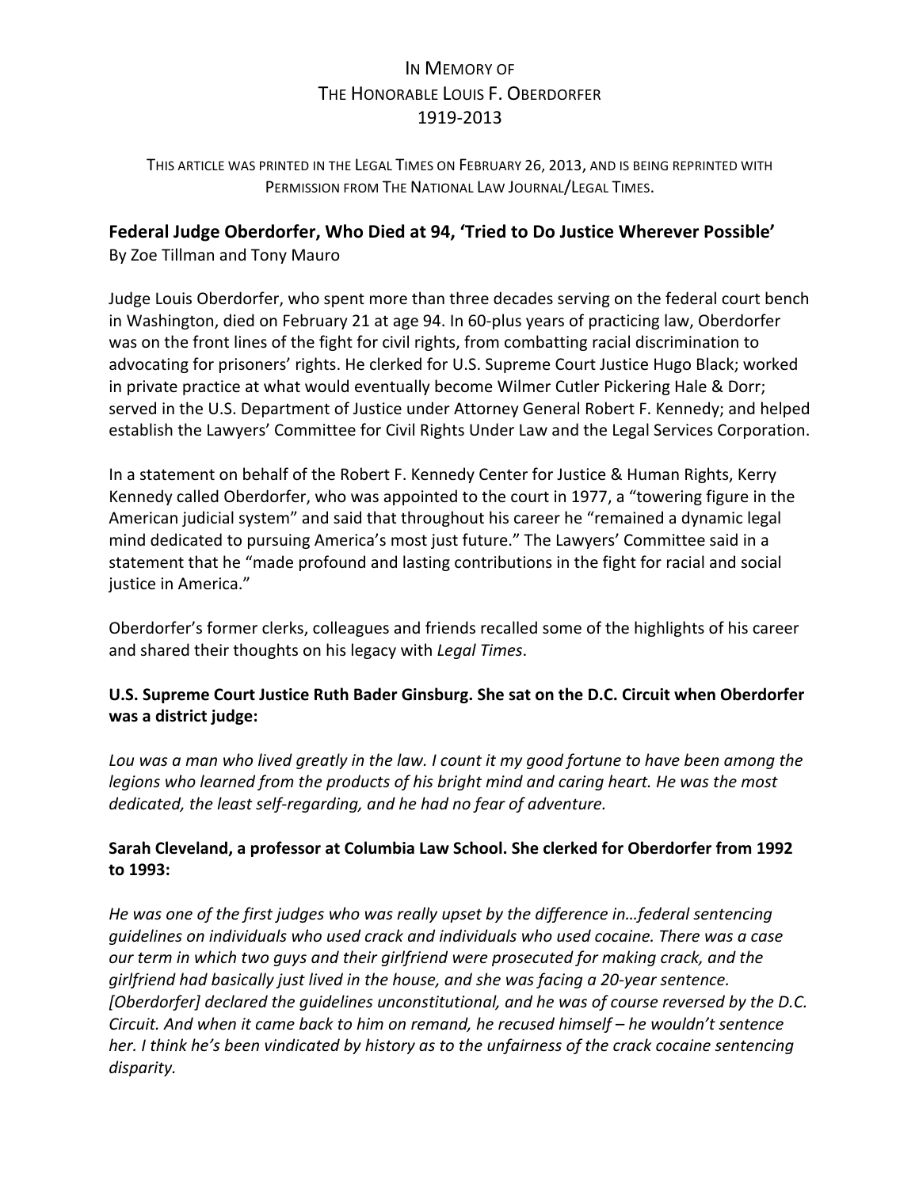# In Memory of
# The Honorable Louis F. Oberdorfer
# 1919-2013

This article was printed in the Legal Times on February 26, 2013, and is being reprinted with Permission from The National Law Journal/Legal Times.

## Federal Judge Oberdorfer, Who Died at 94, 'Tried to Do Justice Wherever Possible'

By Zoe Tillman and Tony Mauro

Judge Louis Oberdorfer, who spent more than three decades serving on the federal court bench in Washington, died on February 21 at age 94. In 60-plus years of practicing law, Oberdorfer was on the front lines of the fight for civil rights, from combatting racial discrimination to advocating for prisoners' rights. He clerked for U.S. Supreme Court Justice Hugo Black; worked in private practice at what would eventually become Wilmer Cutler Pickering Hale & Dorr; served in the U.S. Department of Justice under Attorney General Robert F. Kennedy; and helped establish the Lawyers' Committee for Civil Rights Under Law and the Legal Services Corporation.

In a statement on behalf of the Robert F. Kennedy Center for Justice & Human Rights, Kerry Kennedy called Oberdorfer, who was appointed to the court in 1977, a "towering figure in the American judicial system" and said that throughout his career he "remained a dynamic legal mind dedicated to pursuing America's most just future." The Lawyers' Committee said in a statement that he "made profound and lasting contributions in the fight for racial and social justice in America."

Oberdorfer's former clerks, colleagues and friends recalled some of the highlights of his career and shared their thoughts on his legacy with *Legal Times*.

**U.S. Supreme Court Justice Ruth Bader Ginsburg. She sat on the D.C. Circuit when Oberdorfer was a district judge:**

*Lou was a man who lived greatly in the law. I count it my good fortune to have been among the legions who learned from the products of his bright mind and caring heart. He was the most dedicated, the least self-regarding, and he had no fear of adventure.*

**Sarah Cleveland, a professor at Columbia Law School. She clerked for Oberdorfer from 1992 to 1993:**

*He was one of the first judges who was really upset by the difference in…federal sentencing guidelines on individuals who used crack and individuals who used cocaine. There was a case our term in which two guys and their girlfriend were prosecuted for making crack, and the girlfriend had basically just lived in the house, and she was facing a 20-year sentence. [Oberdorfer] declared the guidelines unconstitutional, and he was of course reversed by the D.C. Circuit. And when it came back to him on remand, he recused himself – he wouldn't sentence her. I think he's been vindicated by history as to the unfairness of the crack cocaine sentencing disparity.*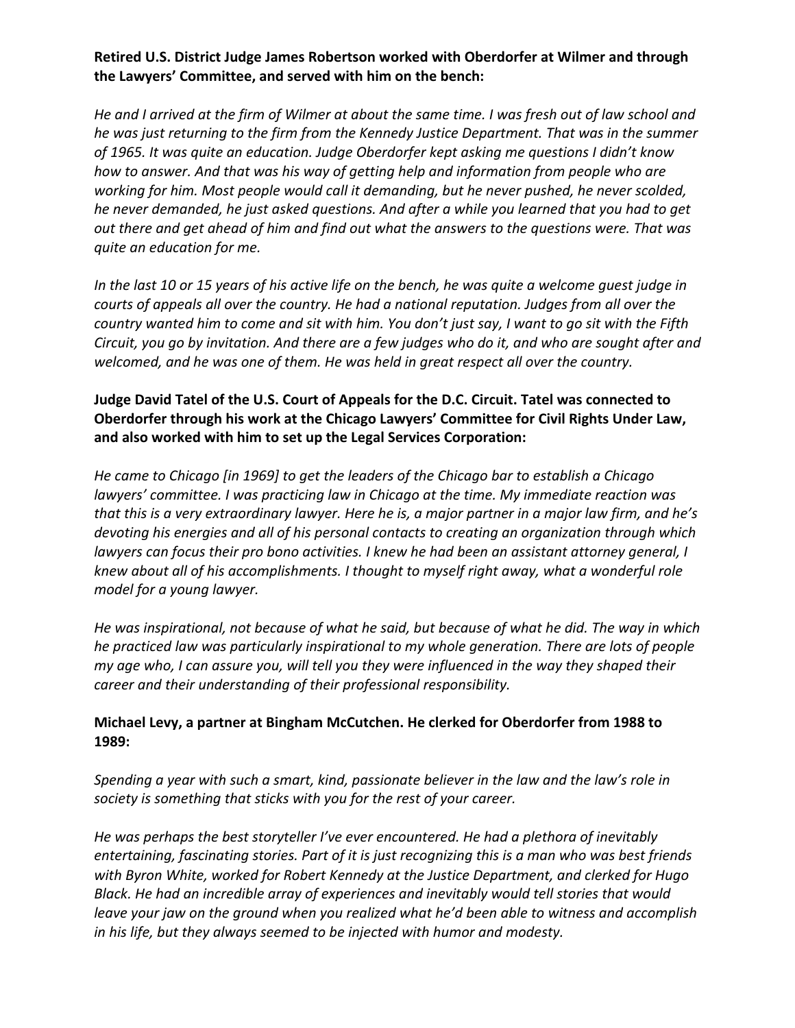**Retired U.S. District Judge James Robertson worked with Oberdorfer at Wilmer and through the Lawyers' Committee, and served with him on the bench:**

*He and I arrived at the firm of Wilmer at about the same time. I was fresh out of law school and he was just returning to the firm from the Kennedy Justice Department. That was in the summer of 1965. It was quite an education. Judge Oberdorfer kept asking me questions I didn't know how to answer. And that was his way of getting help and information from people who are working for him. Most people would call it demanding, but he never pushed, he never scolded, he never demanded, he just asked questions. And after a while you learned that you had to get out there and get ahead of him and find out what the answers to the questions were. That was quite an education for me.*

*In the last 10 or 15 years of his active life on the bench, he was quite a welcome guest judge in courts of appeals all over the country. He had a national reputation. Judges from all over the country wanted him to come and sit with him. You don't just say, I want to go sit with the Fifth Circuit, you go by invitation. And there are a few judges who do it, and who are sought after and welcomed, and he was one of them. He was held in great respect all over the country.*

**Judge David Tatel of the U.S. Court of Appeals for the D.C. Circuit. Tatel was connected to Oberdorfer through his work at the Chicago Lawyers' Committee for Civil Rights Under Law, and also worked with him to set up the Legal Services Corporation:**

*He came to Chicago [in 1969] to get the leaders of the Chicago bar to establish a Chicago lawyers' committee. I was practicing law in Chicago at the time. My immediate reaction was that this is a very extraordinary lawyer. Here he is, a major partner in a major law firm, and he's devoting his energies and all of his personal contacts to creating an organization through which lawyers can focus their pro bono activities. I knew he had been an assistant attorney general, I knew about all of his accomplishments. I thought to myself right away, what a wonderful role model for a young lawyer.*

*He was inspirational, not because of what he said, but because of what he did. The way in which he practiced law was particularly inspirational to my whole generation. There are lots of people my age who, I can assure you, will tell you they were influenced in the way they shaped their career and their understanding of their professional responsibility.*

**Michael Levy, a partner at Bingham McCutchen. He clerked for Oberdorfer from 1988 to 1989:**

*Spending a year with such a smart, kind, passionate believer in the law and the law's role in society is something that sticks with you for the rest of your career.*

*He was perhaps the best storyteller I've ever encountered. He had a plethora of inevitably entertaining, fascinating stories. Part of it is just recognizing this is a man who was best friends with Byron White, worked for Robert Kennedy at the Justice Department, and clerked for Hugo Black. He had an incredible array of experiences and inevitably would tell stories that would leave your jaw on the ground when you realized what he'd been able to witness and accomplish in his life, but they always seemed to be injected with humor and modesty.*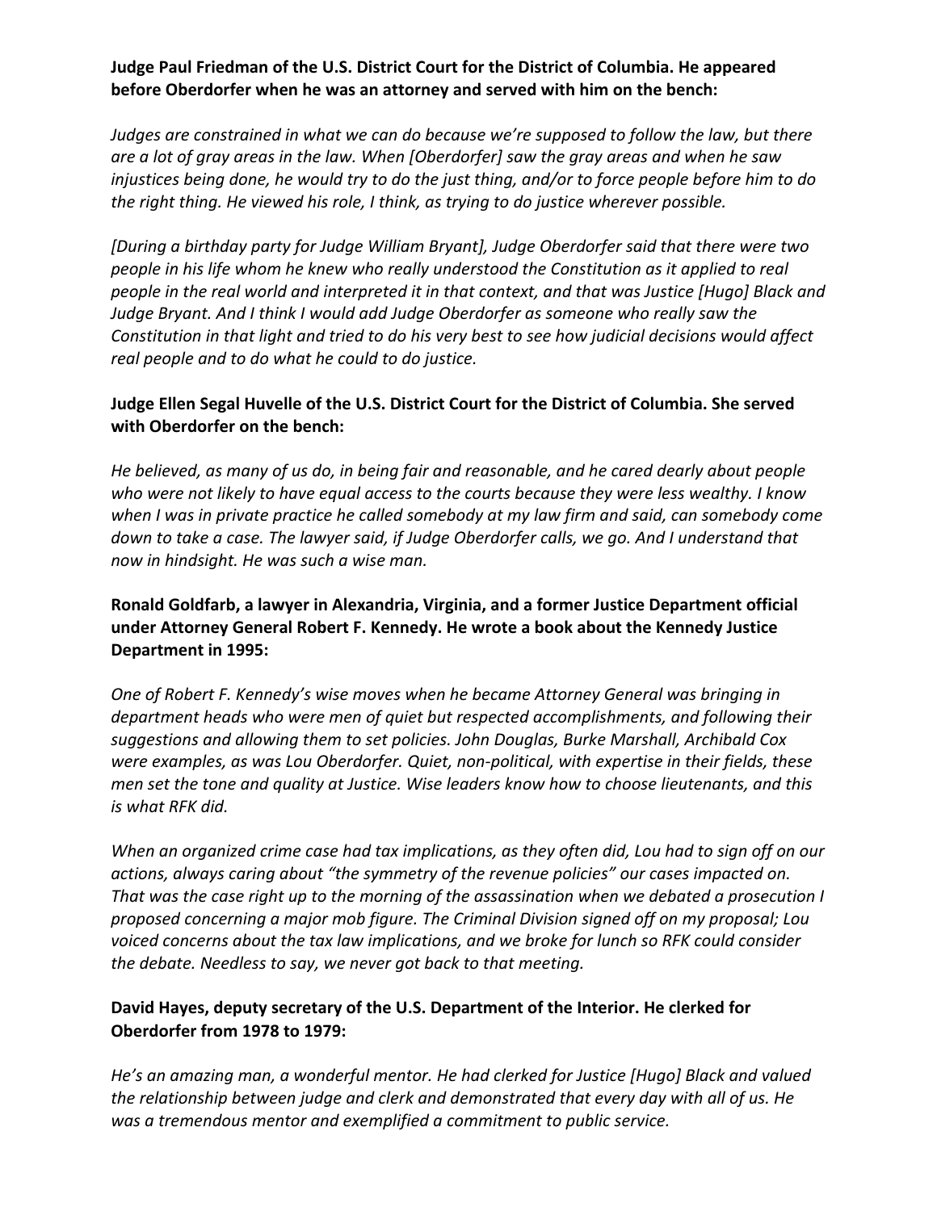**Judge Paul Friedman of the U.S. District Court for the District of Columbia. He appeared before Oberdorfer when he was an attorney and served with him on the bench:**

*Judges are constrained in what we can do because we're supposed to follow the law, but there are a lot of gray areas in the law. When [Oberdorfer] saw the gray areas and when he saw injustices being done, he would try to do the just thing, and/or to force people before him to do the right thing. He viewed his role, I think, as trying to do justice wherever possible.*

*[During a birthday party for Judge William Bryant], Judge Oberdorfer said that there were two people in his life whom he knew who really understood the Constitution as it applied to real people in the real world and interpreted it in that context, and that was Justice [Hugo] Black and Judge Bryant. And I think I would add Judge Oberdorfer as someone who really saw the Constitution in that light and tried to do his very best to see how judicial decisions would affect real people and to do what he could to do justice.*

**Judge Ellen Segal Huvelle of the U.S. District Court for the District of Columbia. She served with Oberdorfer on the bench:**

*He believed, as many of us do, in being fair and reasonable, and he cared dearly about people who were not likely to have equal access to the courts because they were less wealthy. I know when I was in private practice he called somebody at my law firm and said, can somebody come down to take a case. The lawyer said, if Judge Oberdorfer calls, we go. And I understand that now in hindsight. He was such a wise man.*

**Ronald Goldfarb, a lawyer in Alexandria, Virginia, and a former Justice Department official under Attorney General Robert F. Kennedy. He wrote a book about the Kennedy Justice Department in 1995:**

*One of Robert F. Kennedy's wise moves when he became Attorney General was bringing in department heads who were men of quiet but respected accomplishments, and following their suggestions and allowing them to set policies. John Douglas, Burke Marshall, Archibald Cox were examples, as was Lou Oberdorfer. Quiet, non-political, with expertise in their fields, these men set the tone and quality at Justice. Wise leaders know how to choose lieutenants, and this is what RFK did.*

*When an organized crime case had tax implications, as they often did, Lou had to sign off on our actions, always caring about "the symmetry of the revenue policies" our cases impacted on. That was the case right up to the morning of the assassination when we debated a prosecution I proposed concerning a major mob figure. The Criminal Division signed off on my proposal; Lou voiced concerns about the tax law implications, and we broke for lunch so RFK could consider the debate. Needless to say, we never got back to that meeting.*

**David Hayes, deputy secretary of the U.S. Department of the Interior. He clerked for Oberdorfer from 1978 to 1979:**

*He's an amazing man, a wonderful mentor. He had clerked for Justice [Hugo] Black and valued the relationship between judge and clerk and demonstrated that every day with all of us. He was a tremendous mentor and exemplified a commitment to public service.*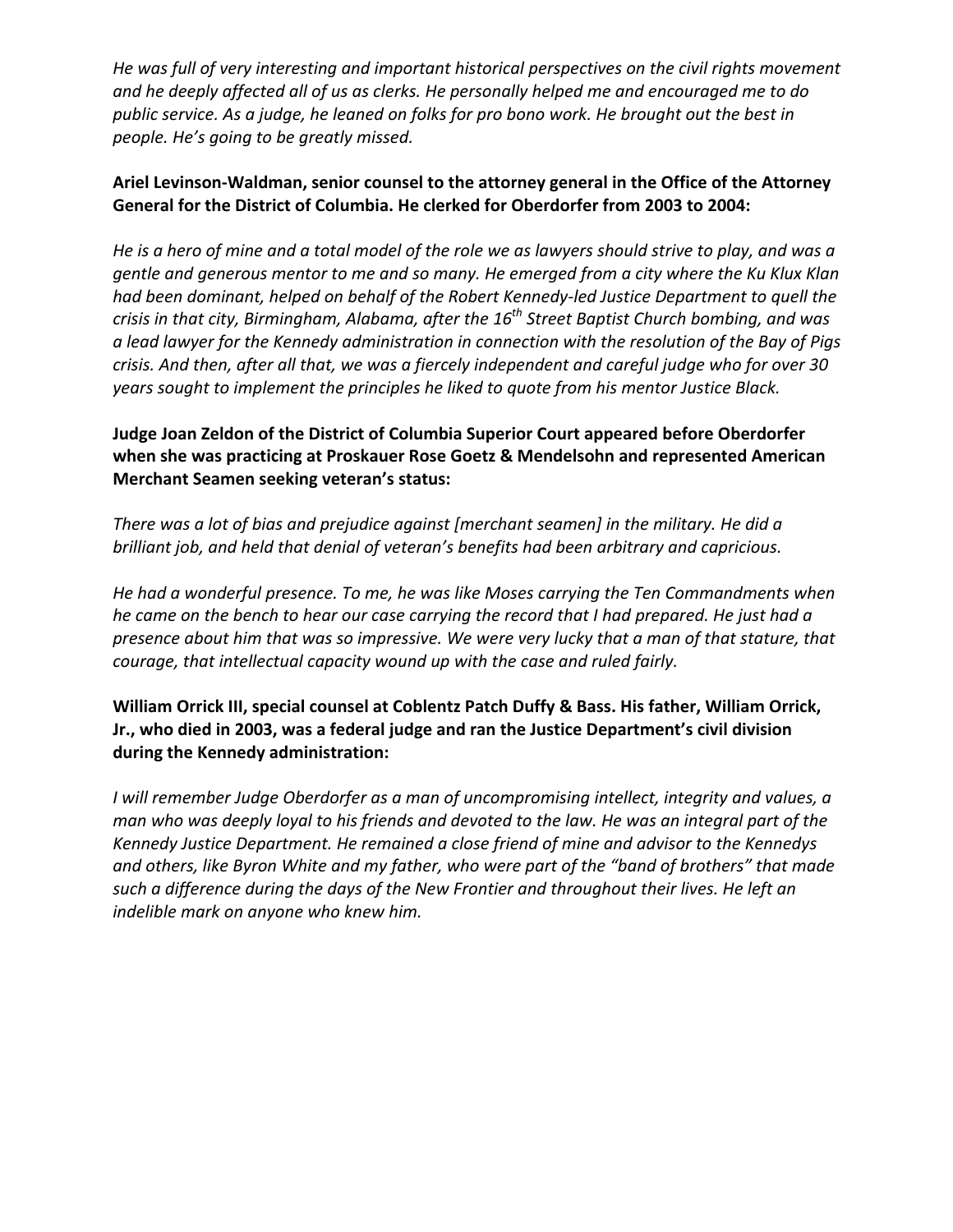*He was full of very interesting and important historical perspectives on the civil rights movement and he deeply affected all of us as clerks. He personally helped me and encouraged me to do public service. As a judge, he leaned on folks for pro bono work. He brought out the best in people. He's going to be greatly missed.*

**Ariel Levinson-Waldman, senior counsel to the attorney general in the Office of the Attorney General for the District of Columbia. He clerked for Oberdorfer from 2003 to 2004:**

*He is a hero of mine and a total model of the role we as lawyers should strive to play, and was a gentle and generous mentor to me and so many. He emerged from a city where the Ku Klux Klan had been dominant, helped on behalf of the Robert Kennedy-led Justice Department to quell the crisis in that city, Birmingham, Alabama, after the 16th Street Baptist Church bombing, and was a lead lawyer for the Kennedy administration in connection with the resolution of the Bay of Pigs crisis. And then, after all that, we was a fiercely independent and careful judge who for over 30 years sought to implement the principles he liked to quote from his mentor Justice Black.*

**Judge Joan Zeldon of the District of Columbia Superior Court appeared before Oberdorfer when she was practicing at Proskauer Rose Goetz & Mendelsohn and represented American Merchant Seamen seeking veteran's status:**

*There was a lot of bias and prejudice against [merchant seamen] in the military. He did a brilliant job, and held that denial of veteran's benefits had been arbitrary and capricious.*

*He had a wonderful presence. To me, he was like Moses carrying the Ten Commandments when he came on the bench to hear our case carrying the record that I had prepared. He just had a presence about him that was so impressive. We were very lucky that a man of that stature, that courage, that intellectual capacity wound up with the case and ruled fairly.*

**William Orrick III, special counsel at Coblentz Patch Duffy & Bass. His father, William Orrick, Jr., who died in 2003, was a federal judge and ran the Justice Department's civil division during the Kennedy administration:**

*I will remember Judge Oberdorfer as a man of uncompromising intellect, integrity and values, a man who was deeply loyal to his friends and devoted to the law. He was an integral part of the Kennedy Justice Department. He remained a close friend of mine and advisor to the Kennedys and others, like Byron White and my father, who were part of the "band of brothers" that made such a difference during the days of the New Frontier and throughout their lives. He left an indelible mark on anyone who knew him.*